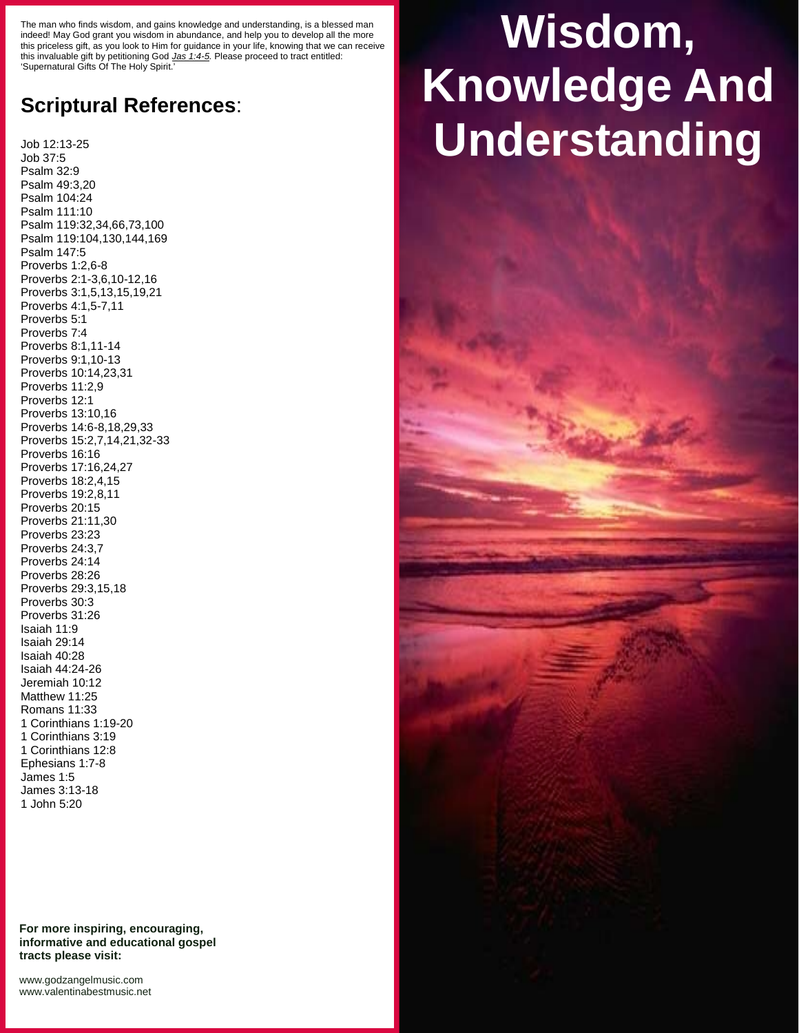# Wisdom, Knowledge And Understanding

The man who finds wisdom, and gains knowledge and understanding, is a blessed man indeed! May God grant you wisdom in abundance, and help you to develop all the more this priceless gift, as you look to Him for guidance in your life, knowing that we can receive this invaluable gift by petitioning God *Jas 1:4-5.* Please proceed to tract entitled: 'Supernatural Gifts Of The Holy Spirit.'

## Scriptural References:

Job 12:13-25
Job 37:5
Psalm 32:9
Psalm 49:3,20
Psalm 104:24
Psalm 111:10
Psalm 119:32,34,66,73,100
Psalm 119:104,130,144,169
Psalm 147:5
Proverbs 1:2,6-8
Proverbs 2:1-3,6,10-12,16
Proverbs 3:1,5,13,15,19,21
Proverbs 4:1,5-7,11
Proverbs 5:1
Proverbs 7:4
Proverbs 8:1,11-14
Proverbs 9:1,10-13
Proverbs 10:14,23,31
Proverbs 11:2,9
Proverbs 12:1
Proverbs 13:10,16
Proverbs 14:6-8,18,29,33
Proverbs 15:2,7,14,21,32-33
Proverbs 16:16
Proverbs 17:16,24,27
Proverbs 18:2,4,15
Proverbs 19:2,8,11
Proverbs 20:15
Proverbs 21:11,30
Proverbs 23:23
Proverbs 24:3,7
Proverbs 24:14
Proverbs 28:26
Proverbs 29:3,15,18
Proverbs 30:3
Proverbs 31:26
Isaiah 11:9
Isaiah 29:14
Isaiah 40:28
Isaiah 44:24-26
Jeremiah 10:12
Matthew 11:25
Romans 11:33
1 Corinthians 1:19-20
1 Corinthians 3:19
1 Corinthians 12:8
Ephesians 1:7-8
James 1:5
James 3:13-18
1 John 5:20

**For more inspiring, encouraging, informative and educational gospel tracts please visit:**

www.godzangelmusic.com
www.valentinabestmusic.net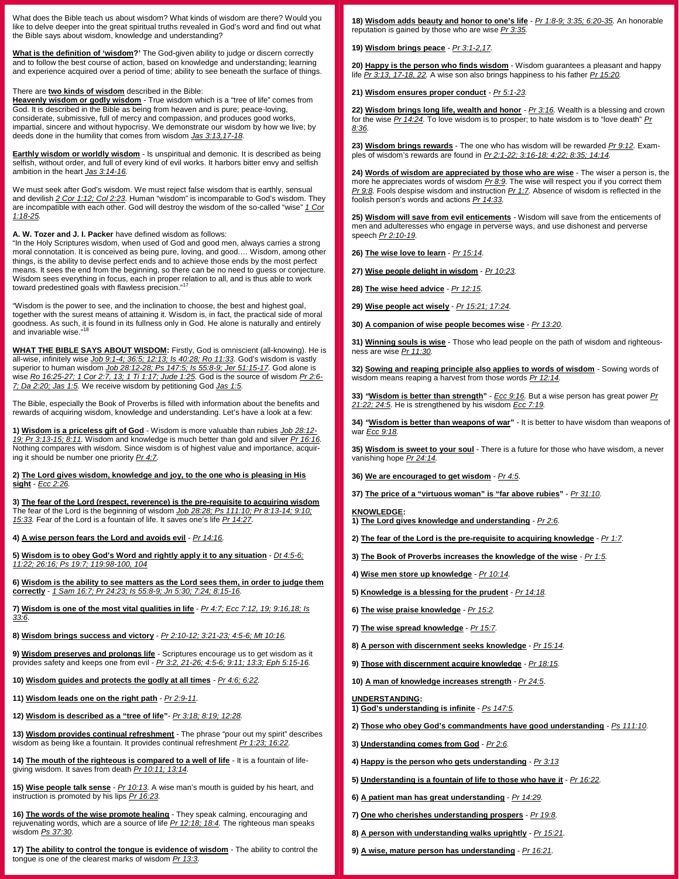What does the Bible teach us about wisdom? What kinds of wisdom are there? Would you like to delve deeper into the great spiritual truths revealed in God's word and find out what the Bible says about wisdom, knowledge and understanding?

**What is the definition of 'wisdom?'** The God-given ability to judge or discern correctly and to follow the best course of action, based on knowledge and understanding; learning and experience acquired over a period of time; ability to see beneath the surface of things.

There are **two kinds of wisdom** described in the Bible:
**Heavenly wisdom or godly wisdom** - True wisdom which is a "tree of life" comes from God. It is described in the Bible as being from heaven and is pure; peace-loving, considerate, submissive, full of mercy and compassion, and produces good works, impartial, sincere and without hypocrisy. We demonstrate our wisdom by how we live; by deeds done in the humility that comes from wisdom *Jas 3:13,17-18*.

**Earthly wisdom or worldly wisdom** - Is unspiritual and demonic. It is described as being selfish, without order, and full of every kind of evil works. It harbors bitter envy and selfish ambition in the heart *Jas 3:14-16*.

We must seek after God's wisdom. We must reject false wisdom that is earthly, sensual and devilish *2 Cor 1:12; Col 2:23*. Human "wisdom" is incomparable to God's wisdom. They are incompatible with each other. God will destroy the wisdom of the so-called "wise" *1 Cor 1:18-25*.

**A. W. Tozer and J. I. Packer** have defined wisdom as follows:
"In the Holy Scriptures wisdom, when used of God and good men, always carries a strong moral connotation. It is conceived as being pure, loving, and good.... Wisdom, among other things, is the ability to devise perfect ends and to achieve those ends by the most perfect means. It sees the end from the beginning, so there can be no need to guess or conjecture. Wisdom sees everything in focus, each in proper relation to all, and is thus able to work toward predestined goals with flawless precision."[17]

"Wisdom is the power to see, and the inclination to choose, the best and highest goal, together with the surest means of attaining it. Wisdom is, in fact, the practical side of moral goodness. As such, it is found in its fullness only in God. He alone is naturally and entirely and invariable wise."[18]

**WHAT THE BIBLE SAYS ABOUT WISDOM:** Firstly, God is omniscient (all-knowing). He is all-wise, infinitely wise *Job 9:1-4; 36:5; 12:13; Is 40:28; Ro 11:33*. God's wisdom is vastly superior to human wisdom *Job 28:12-28; Ps 147:5; Is 55:8-9; Jer 51:15-17*. God alone is wise *Ro 16:25-27; 1 Cor 2:7, 13; 1 Ti 1:17; Jude 1:25*. God is the source of wisdom *Pr 2:6-7; Da 2:20; Jas 1:5*. We receive wisdom by petitioning God *Jas 1:5*.

The Bible, especially the Book of Proverbs is filled with information about the benefits and rewards of acquiring wisdom, knowledge and understanding. Let's have a look at a few:

1) **Wisdom is a priceless gift of God** - Wisdom is more valuable than rubies *Job 28:12-19; Pr 3:13-15; 8:11*. Wisdom and knowledge is much better than gold and silver *Pr 16:16*. Nothing compares with wisdom. Since wisdom is of highest value and importance, acquiring it should be number one priority *Pr 4:7*.

2) **The Lord gives wisdom, knowledge and joy, to the one who is pleasing in His sight** - *Ecc 2:26*.

3) **The fear of the Lord (respect, reverence) is the pre-requisite to acquiring wisdom** The fear of the Lord is the beginning of wisdom *Job 28:28; Ps 111:10; Pr 8:13-14; 9:10; 15:33*. Fear of the Lord is a fountain of life. It saves one's life *Pr 14:27*.

4) **A wise person fears the Lord and avoids evil** - *Pr 14:16*.

5) **Wisdom is to obey God's Word and rightly apply it to any situation** - *Dt 4:5-6; 11:22; 26:16; Ps 19:7; 119:98-100, 104*

6) **Wisdom is the ability to see matters as the Lord sees them, in order to judge them correctly** - *1 Sam 16:7; Pr 24:23; Is 55:8-9; Jn 5:30; 7:24; 8:15-16*.

7) **Wisdom is one of the most vital qualities in life** - *Pr 4:7; Ecc 7:12, 19; 9:16,18; Is 33:6*.

8) **Wisdom brings success and victory** - *Pr 2:10-12; 3:21-23; 4:5-6; Mt 10:16*.

9) **Wisdom preserves and prolongs life** - Scriptures encourage us to get wisdom as it provides safety and keeps one from evil - *Pr 3:2, 21-26; 4:5-6; 9:11; 13:3; Eph 5:15-16*.

10) **Wisdom guides and protects the godly at all times** - *Pr 4:6; 6:22*.

11) **Wisdom leads one on the right path** - *Pr 2:9-11*.

12) **Wisdom is described as a "tree of life"**- *Pr 3:18; 8:19; 12:28*.

13) **Wisdom provides continual refreshment** - The phrase "pour out my spirit" describes wisdom as being like a fountain. It provides continual refreshment *Pr 1:23; 16:22*.

14) **The mouth of the righteous is compared to a well of life** - It is a fountain of life-giving wisdom. It saves from death *Pr 10:11; 13:14*.

15) **Wise people talk sense** - *Pr 10:13*. A wise man's mouth is guided by his heart, and instruction is promoted by his lips *Pr 16:23*.

16) **The words of the wise promote healing** - They speak calming, encouraging and rejuvenating words, which are a source of life *Pr 12:18; 18:4*. The righteous man speaks wisdom *Ps 37:30*.

17) **The ability to control the tongue is evidence of wisdom** - The ability to control the tongue is one of the clearest marks of wisdom *Pr 13:3*.

18) **Wisdom adds beauty and honor to one's life** - *Pr 1:8-9; 3:35; 6:20-35*. An honorable reputation is gained by those who are wise *Pr 3:35*.

19) **Wisdom brings peace** - *Pr 3:1-2,17*.

20) **Happy is the person who finds wisdom** - Wisdom guarantees a pleasant and happy life *Pr 3:13, 17-18, 22*. A wise son also brings happiness to his father *Pr 15:20*.

21) **Wisdom ensures proper conduct** - *Pr 5:1-23*.

22) **Wisdom brings long life, wealth and honor** - *Pr 3:16*. Wealth is a blessing and crown for the wise *Pr 14:24*. To love wisdom is to prosper; to hate wisdom is to "love death" *Pr 8:36*.

23) **Wisdom brings rewards** - The one who has wisdom will be rewarded *Pr 9:12*. Examples of wisdom's rewards are found in *Pr 2:1-22; 3:16-18; 4:22; 8:35; 14:14*.

24) **Words of wisdom are appreciated by those who are wise** - The wiser a person is, the more he appreciates words of wisdom *Pr 8:9*. The wise will respect you if you correct them *Pr 9:8*. Fools despise wisdom and instruction *Pr 1:7*. Absence of wisdom is reflected in the foolish person's words and actions *Pr 14:33*.

25) **Wisdom will save from evil enticements** - Wisdom will save from the enticements of men and adulteresses who engage in perverse ways, and use dishonest and perverse speech *Pr 2:10-19*.

26) **The wise love to learn** - *Pr 15:14*.

27) **Wise people delight in wisdom** - *Pr 10:23*.

28) **The wise heed advice** - *Pr 12:15*.

29) **Wise people act wisely** - *Pr 15:21; 17:24*.

30) **A companion of wise people becomes wise** - *Pr 13:20*.

31) **Winning souls is wise** - Those who lead people on the path of wisdom and righteousness are wise *Pr 11:30*.

32) **Sowing and reaping principle also applies to words of wisdom** - Sowing words of wisdom means reaping a harvest from those words *Pr 12:14*.

33) *"***Wisdom is better than strength"** - *Ecc 9:16*. But a wise person has great power *Pr 21:22; 24:5*. He is strengthened by his wisdom *Ecc 7:19*.

34) *"***Wisdom is better than weapons of war"** - It is better to have wisdom than weapons of war *Ecc 9:18*.

35) **Wisdom is sweet to your soul** - There is a future for those who have wisdom, a never vanishing hope *Pr 24:14*.

36) **We are encouraged to get wisdom** - *Pr 4:5*.

37) **The price of a "virtuous woman" is "far above rubies"** - *Pr 31:10*.

**KNOWLEDGE:**
1) **The Lord gives knowledge and understanding** - *Pr 2:6*.

2) **The fear of the Lord is the pre-requisite to acquiring knowledge** - *Pr 1:7*.

3) **The Book of Proverbs increases the knowledge of the wise** - *Pr 1:5*.

4) **Wise men store up knowledge** - *Pr 10:14*.

5) **Knowledge is a blessing for the prudent** - *Pr 14:18*.

6) **The wise praise knowledge** - *Pr 15:2*.

7) **The wise spread knowledge** - *Pr 15:7*.

8) **A person with discernment seeks knowledge** - *Pr 15:14*.

9) **Those with discernment acquire knowledge** - *Pr 18:15*.

10) **A man of knowledge increases strength** - *Pr 24:5*.

**UNDERSTANDING:**
1) **God's understanding is infinite** - *Ps 147:5*.

2) **Those who obey God's commandments have good understanding** - *Ps 111:10*.

3) **Understanding comes from God** - *Pr 2:6*.

4) **Happy is the person who gets understanding** - *Pr 3:13*

5) **Understanding is a fountain of life to those who have it** - *Pr 16:22*.

6) **A patient man has great understanding** - *Pr 14:29*.

7) **One who cherishes understanding prospers** - *Pr 19:8*.

8) **A person with understanding walks uprightly** - *Pr 15:21*.

9) **A wise, mature person has understanding** - *Pr 16:21*.